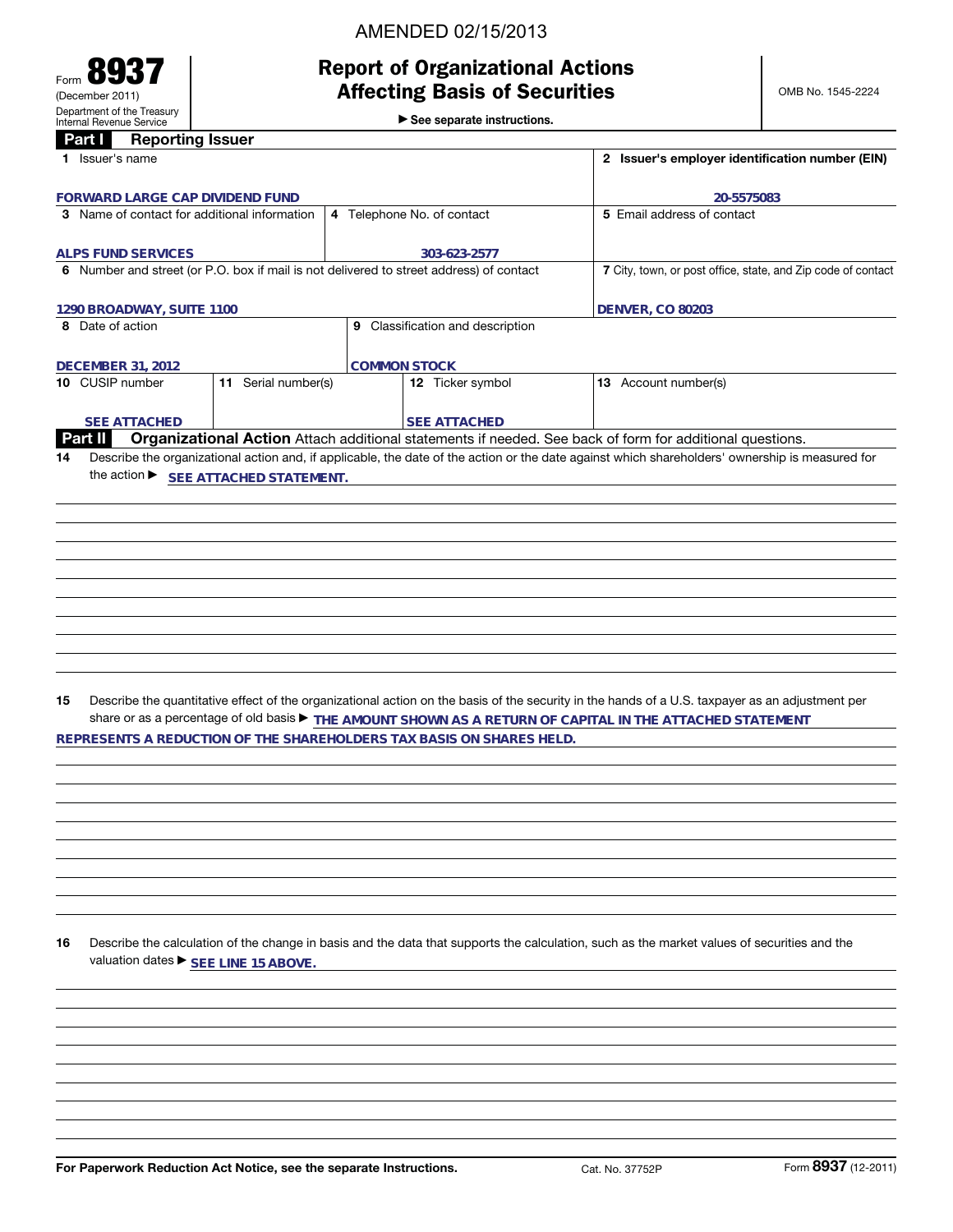AMENDED 02/15/2013

Form **8937**
(December 2011)
Department of the Treasury
Internal Revenue Service

# Report of Organizational Actions Affecting Basis of Securities

▶ See separate instructions.

OMB No. 1545-2224

## Part I Reporting Issuer

| 1 Issuer's name | | | | 2 Issuer's employer identification number (EIN) |
|---|---|---|---|---|
| FORWARD LARGE CAP DIVIDEND FUND | | | | 20-5575083 |
| 3 Name of contact for additional information | 4 Telephone No. of contact | | | 5 Email address of contact |
| ALPS FUND SERVICES | 303-623-2577 | | | |
| 6 Number and street (or P.O. box if mail is not delivered to street address) of contact | | | | 7 City, town, or post office, state, and Zip code of contact |
| 1290 BROADWAY, SUITE 1100 | | | | DENVER, CO 80203 |
| 8 Date of action | | 9 Classification and description | | |
| DECEMBER 31, 2012 | | COMMON STOCK | | |
| 10 CUSIP number | 11 Serial number(s) | | 12 Ticker symbol | 13 Account number(s) |
| SEE ATTACHED | | | SEE ATTACHED | |

## Part II Organizational Action

Attach additional statements if needed. See back of form for additional questions.

**14** Describe the organizational action and, if applicable, the date of the action or the date against which shareholders' ownership is measured for the action ▶ SEE ATTACHED STATEMENT.

**15** Describe the quantitative effect of the organizational action on the basis of the security in the hands of a U.S. taxpayer as an adjustment per share or as a percentage of old basis ▶ THE AMOUNT SHOWN AS A RETURN OF CAPITAL IN THE ATTACHED STATEMENT REPRESENTS A REDUCTION OF THE SHAREHOLDERS TAX BASIS ON SHARES HELD.

**16** Describe the calculation of the change in basis and the data that supports the calculation, such as the market values of securities and the valuation dates ▶ SEE LINE 15 ABOVE.

For Paperwork Reduction Act Notice, see the separate Instructions. Cat. No. 37752P Form **8937** (12-2011)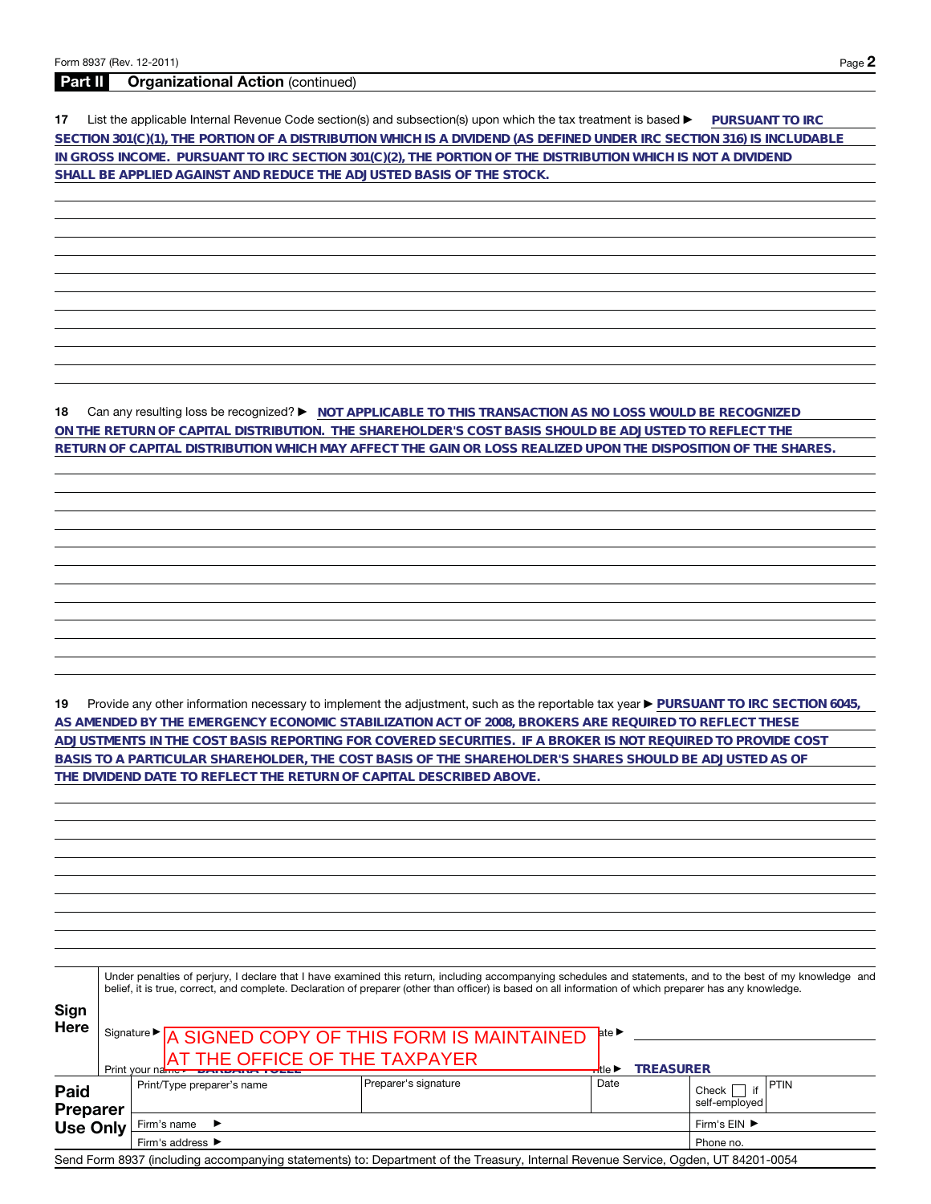Form 8937 (Rev. 12-2011)

## Part II Organizational Action (continued)

**17** List the applicable Internal Revenue Code section(s) and subsection(s) upon which the tax treatment is based ▶ **PURSUANT TO IRC SECTION 301(C)(1), THE PORTION OF A DISTRIBUTION WHICH IS A DIVIDEND (AS DEFINED UNDER IRC SECTION 316) IS INCLUDABLE IN GROSS INCOME. PURSUANT TO IRC SECTION 301(C)(2), THE PORTION OF THE DISTRIBUTION WHICH IS NOT A DIVIDEND SHALL BE APPLIED AGAINST AND REDUCE THE ADJUSTED BASIS OF THE STOCK.**

**18** Can any resulting loss be recognized? ▶ **NOT APPLICABLE TO THIS TRANSACTION AS NO LOSS WOULD BE RECOGNIZED ON THE RETURN OF CAPITAL DISTRIBUTION. THE SHAREHOLDER'S COST BASIS SHOULD BE ADJUSTED TO REFLECT THE RETURN OF CAPITAL DISTRIBUTION WHICH MAY AFFECT THE GAIN OR LOSS REALIZED UPON THE DISPOSITION OF THE SHARES.**

**19** Provide any other information necessary to implement the adjustment, such as the reportable tax year ▶ **PURSUANT TO IRC SECTION 6045, AS AMENDED BY THE EMERGENCY ECONOMIC STABILIZATION ACT OF 2008, BROKERS ARE REQUIRED TO REFLECT THESE ADJUSTMENTS IN THE COST BASIS REPORTING FOR COVERED SECURITIES. IF A BROKER IS NOT REQUIRED TO PROVIDE COST BASIS TO A PARTICULAR SHAREHOLDER, THE COST BASIS OF THE SHAREHOLDER'S SHARES SHOULD BE ADJUSTED AS OF THE DIVIDEND DATE TO REFLECT THE RETURN OF CAPITAL DESCRIBED ABOVE.**

**Sign Here**

Under penalties of perjury, I declare that I have examined this return, including accompanying schedules and statements, and to the best of my knowledge and belief, it is true, correct, and complete. Declaration of preparer (other than officer) is based on all information of which preparer has any knowledge.

Signature ▶ A SIGNED COPY OF THIS FORM IS MAINTAINED AT THE OFFICE OF THE TAXPAYER Date ▶

Print your name ▶ BARBARA TOLLE Title ▶ **TREASURER**

| Paid Preparer Use Only | Print/Type preparer's name | Preparer's signature | Date | Check ☐ if self-employed | PTIN |
|---|---|---|---|---|---|
| | Firm's name ▶ | | | Firm's EIN ▶ | |
| | Firm's address ▶ | | | Phone no. | |

Send Form 8937 (including accompanying statements) to: Department of the Treasury, Internal Revenue Service, Ogden, UT 84201-0054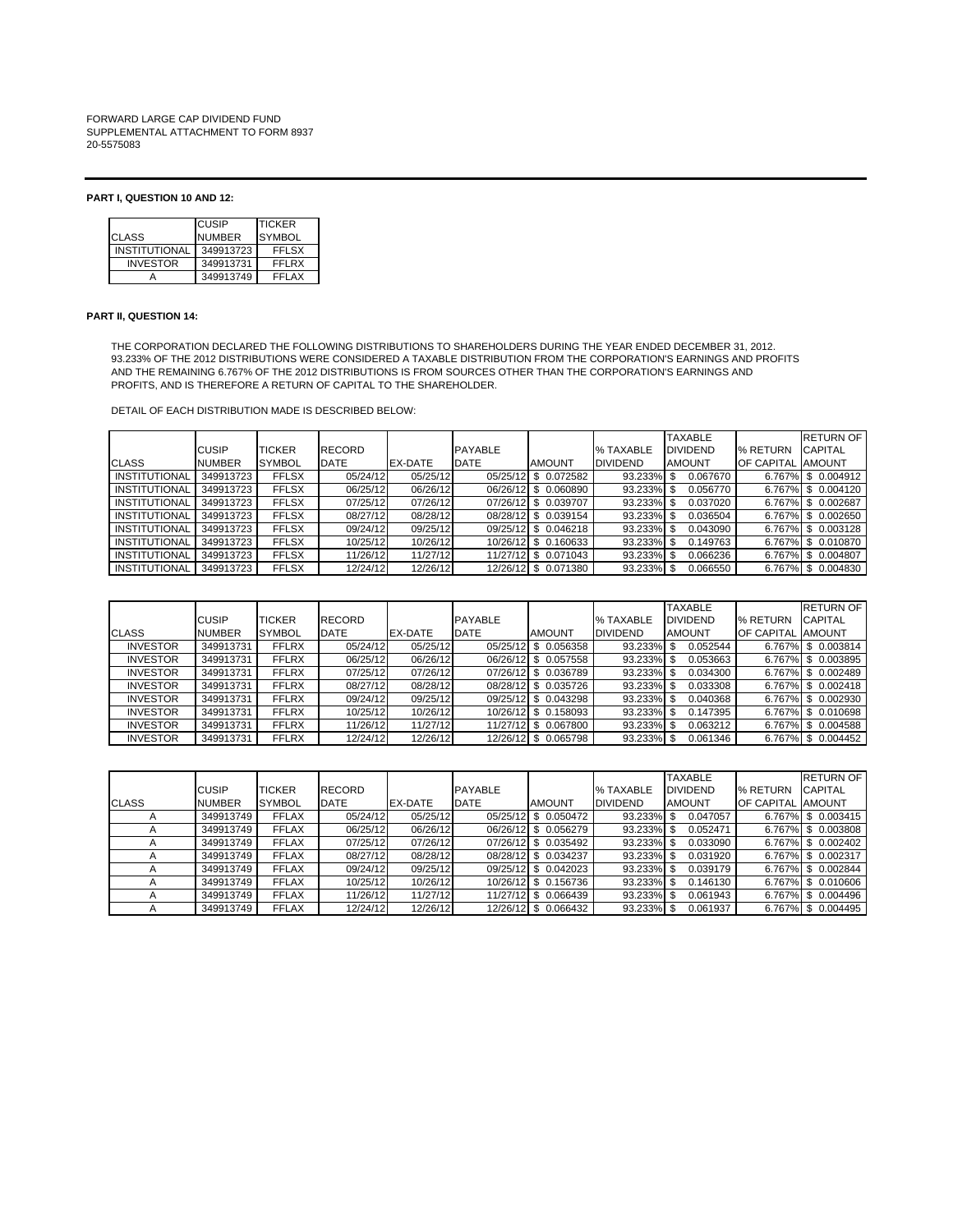FORWARD LARGE CAP DIVIDEND FUND
SUPPLEMENTAL ATTACHMENT TO FORM 8937
20-5575083

**PART I, QUESTION 10 AND 12:**

| CLASS | CUSIP NUMBER | TICKER SYMBOL |
|---|---|---|
| INSTITUTIONAL | 349913723 | FFLSX |
| INVESTOR | 349913731 | FFLRX |
| A | 349913749 | FFLAX |

**PART II, QUESTION 14:**

THE CORPORATION DECLARED THE FOLLOWING DISTRIBUTIONS TO SHAREHOLDERS DURING THE YEAR ENDED DECEMBER 31, 2012. 93.233% OF THE 2012 DISTRIBUTIONS WERE CONSIDERED A TAXABLE DISTRIBUTION FROM THE CORPORATION'S EARNINGS AND PROFITS AND THE REMAINING 6.767% OF THE 2012 DISTRIBUTIONS IS FROM SOURCES OTHER THAN THE CORPORATION'S EARNINGS AND PROFITS, AND IS THEREFORE A RETURN OF CAPITAL TO THE SHAREHOLDER.

DETAIL OF EACH DISTRIBUTION MADE IS DESCRIBED BELOW:

| CLASS | CUSIP NUMBER | TICKER SYMBOL | RECORD DATE | EX-DATE | PAYABLE DATE | AMOUNT | % TAXABLE DIVIDEND | TAXABLE DIVIDEND AMOUNT | % RETURN OF CAPITAL | RETURN OF CAPITAL AMOUNT |
|---|---|---|---|---|---|---|---|---|---|---|
| INSTITUTIONAL | 349913723 | FFLSX | 05/24/12 | 05/25/12 | 05/25/12 | $ 0.072582 | 93.233% | $ 0.067670 | 6.767% | $ 0.004912 |
| INSTITUTIONAL | 349913723 | FFLSX | 06/25/12 | 06/26/12 | 06/26/12 | $ 0.060890 | 93.233% | $ 0.056770 | 6.767% | $ 0.004120 |
| INSTITUTIONAL | 349913723 | FFLSX | 07/25/12 | 07/26/12 | 07/26/12 | $ 0.039707 | 93.233% | $ 0.037020 | 6.767% | $ 0.002687 |
| INSTITUTIONAL | 349913723 | FFLSX | 08/27/12 | 08/28/12 | 08/28/12 | $ 0.039154 | 93.233% | $ 0.036504 | 6.767% | $ 0.002650 |
| INSTITUTIONAL | 349913723 | FFLSX | 09/24/12 | 09/25/12 | 09/25/12 | $ 0.046218 | 93.233% | $ 0.043090 | 6.767% | $ 0.003128 |
| INSTITUTIONAL | 349913723 | FFLSX | 10/25/12 | 10/26/12 | 10/26/12 | $ 0.160633 | 93.233% | $ 0.149763 | 6.767% | $ 0.010870 |
| INSTITUTIONAL | 349913723 | FFLSX | 11/26/12 | 11/27/12 | 11/27/12 | $ 0.071043 | 93.233% | $ 0.066236 | 6.767% | $ 0.004807 |
| INSTITUTIONAL | 349913723 | FFLSX | 12/24/12 | 12/26/12 | 12/26/12 | $ 0.071380 | 93.233% | $ 0.066550 | 6.767% | $ 0.004830 |

| CLASS | CUSIP NUMBER | TICKER SYMBOL | RECORD DATE | EX-DATE | PAYABLE DATE | AMOUNT | % TAXABLE DIVIDEND | TAXABLE DIVIDEND AMOUNT | % RETURN OF CAPITAL | RETURN OF CAPITAL AMOUNT |
|---|---|---|---|---|---|---|---|---|---|---|
| INVESTOR | 349913731 | FFLRX | 05/24/12 | 05/25/12 | 05/25/12 | $ 0.056358 | 93.233% | $ 0.052544 | 6.767% | $ 0.003814 |
| INVESTOR | 349913731 | FFLRX | 06/25/12 | 06/26/12 | 06/26/12 | $ 0.057558 | 93.233% | $ 0.053663 | 6.767% | $ 0.003895 |
| INVESTOR | 349913731 | FFLRX | 07/25/12 | 07/26/12 | 07/26/12 | $ 0.036789 | 93.233% | $ 0.034300 | 6.767% | $ 0.002489 |
| INVESTOR | 349913731 | FFLRX | 08/27/12 | 08/28/12 | 08/28/12 | $ 0.035726 | 93.233% | $ 0.033308 | 6.767% | $ 0.002418 |
| INVESTOR | 349913731 | FFLRX | 09/24/12 | 09/25/12 | 09/25/12 | $ 0.043298 | 93.233% | $ 0.040368 | 6.767% | $ 0.002930 |
| INVESTOR | 349913731 | FFLRX | 10/25/12 | 10/26/12 | 10/26/12 | $ 0.158093 | 93.233% | $ 0.147395 | 6.767% | $ 0.010698 |
| INVESTOR | 349913731 | FFLRX | 11/26/12 | 11/27/12 | 11/27/12 | $ 0.067800 | 93.233% | $ 0.063212 | 6.767% | $ 0.004588 |
| INVESTOR | 349913731 | FFLRX | 12/24/12 | 12/26/12 | 12/26/12 | $ 0.065798 | 93.233% | $ 0.061346 | 6.767% | $ 0.004452 |

| CLASS | CUSIP NUMBER | TICKER SYMBOL | RECORD DATE | EX-DATE | PAYABLE DATE | AMOUNT | % TAXABLE DIVIDEND | TAXABLE DIVIDEND AMOUNT | % RETURN OF CAPITAL | RETURN OF CAPITAL AMOUNT |
|---|---|---|---|---|---|---|---|---|---|---|
| A | 349913749 | FFLAX | 05/24/12 | 05/25/12 | 05/25/12 | $ 0.050472 | 93.233% | $ 0.047057 | 6.767% | $ 0.003415 |
| A | 349913749 | FFLAX | 06/25/12 | 06/26/12 | 06/26/12 | $ 0.056279 | 93.233% | $ 0.052471 | 6.767% | $ 0.003808 |
| A | 349913749 | FFLAX | 07/25/12 | 07/26/12 | 07/26/12 | $ 0.035492 | 93.233% | $ 0.033090 | 6.767% | $ 0.002402 |
| A | 349913749 | FFLAX | 08/27/12 | 08/28/12 | 08/28/12 | $ 0.034237 | 93.233% | $ 0.031920 | 6.767% | $ 0.002317 |
| A | 349913749 | FFLAX | 09/24/12 | 09/25/12 | 09/25/12 | $ 0.042023 | 93.233% | $ 0.039179 | 6.767% | $ 0.002844 |
| A | 349913749 | FFLAX | 10/25/12 | 10/26/12 | 10/26/12 | $ 0.156736 | 93.233% | $ 0.146130 | 6.767% | $ 0.010606 |
| A | 349913749 | FFLAX | 11/26/12 | 11/27/12 | 11/27/12 | $ 0.066439 | 93.233% | $ 0.061943 | 6.767% | $ 0.004496 |
| A | 349913749 | FFLAX | 12/24/12 | 12/26/12 | 12/26/12 | $ 0.066432 | 93.233% | $ 0.061937 | 6.767% | $ 0.004495 |